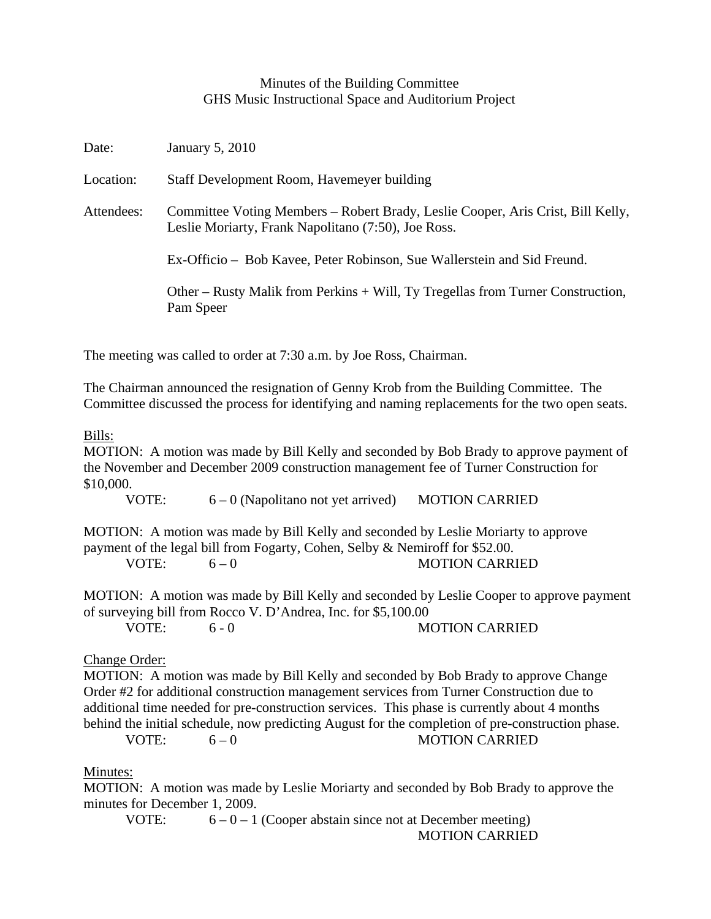# Minutes of the Building Committee
## GHS Music Instructional Space and Auditorium Project

Date: January 5, 2010

Location: Staff Development Room, Havemeyer building

Attendees: Committee Voting Members – Robert Brady, Leslie Cooper, Aris Crist, Bill Kelly, Leslie Moriarty, Frank Napolitano (7:50), Joe Ross.

Ex-Officio – Bob Kavee, Peter Robinson, Sue Wallerstein and Sid Freund.

Other – Rusty Malik from Perkins + Will, Ty Tregellas from Turner Construction, Pam Speer

The meeting was called to order at 7:30 a.m. by Joe Ross, Chairman.

The Chairman announced the resignation of Genny Krob from the Building Committee. The Committee discussed the process for identifying and naming replacements for the two open seats.

<u>Bills:</u>

MOTION: A motion was made by Bill Kelly and seconded by Bob Brady to approve payment of the November and December 2009 construction management fee of Turner Construction for $10,000.

VOTE: 6 – 0 (Napolitano not yet arrived) MOTION CARRIED

MOTION: A motion was made by Bill Kelly and seconded by Leslie Moriarty to approve payment of the legal bill from Fogarty, Cohen, Selby & Nemiroff for $52.00.

VOTE: 6 – 0 MOTION CARRIED

MOTION: A motion was made by Bill Kelly and seconded by Leslie Cooper to approve payment of surveying bill from Rocco V. D'Andrea, Inc. for $5,100.00

VOTE: 6 - 0 MOTION CARRIED

<u>Change Order:</u>

MOTION: A motion was made by Bill Kelly and seconded by Bob Brady to approve Change Order #2 for additional construction management services from Turner Construction due to additional time needed for pre-construction services. This phase is currently about 4 months behind the initial schedule, now predicting August for the completion of pre-construction phase.

VOTE: 6 – 0 MOTION CARRIED

<u>Minutes:</u>

MOTION: A motion was made by Leslie Moriarty and seconded by Bob Brady to approve the minutes for December 1, 2009.

VOTE: 6 – 0 – 1 (Cooper abstain since not at December meeting) MOTION CARRIED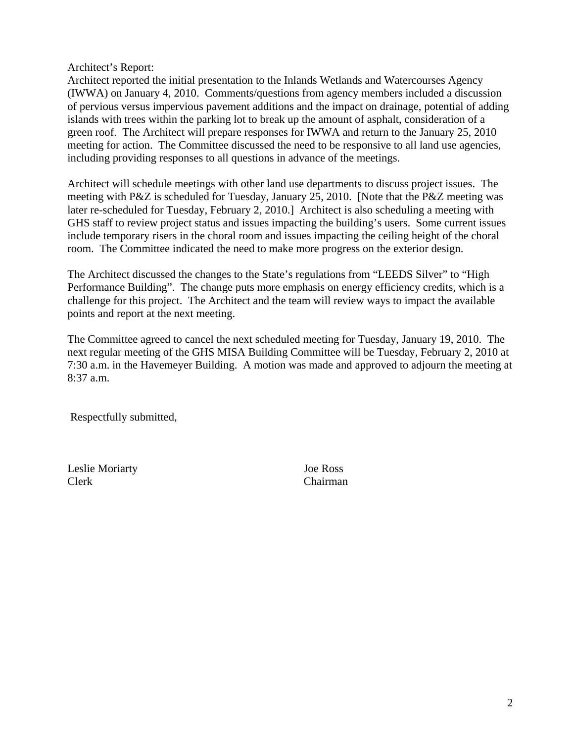Architect's Report:
Architect reported the initial presentation to the Inlands Wetlands and Watercourses Agency (IWWA) on January 4, 2010. Comments/questions from agency members included a discussion of pervious versus impervious pavement additions and the impact on drainage, potential of adding islands with trees within the parking lot to break up the amount of asphalt, consideration of a green roof. The Architect will prepare responses for IWWA and return to the January 25, 2010 meeting for action. The Committee discussed the need to be responsive to all land use agencies, including providing responses to all questions in advance of the meetings.

Architect will schedule meetings with other land use departments to discuss project issues. The meeting with P&Z is scheduled for Tuesday, January 25, 2010. [Note that the P&Z meeting was later re-scheduled for Tuesday, February 2, 2010.] Architect is also scheduling a meeting with GHS staff to review project status and issues impacting the building's users. Some current issues include temporary risers in the choral room and issues impacting the ceiling height of the choral room. The Committee indicated the need to make more progress on the exterior design.

The Architect discussed the changes to the State's regulations from "LEEDS Silver" to "High Performance Building". The change puts more emphasis on energy efficiency credits, which is a challenge for this project. The Architect and the team will review ways to impact the available points and report at the next meeting.

The Committee agreed to cancel the next scheduled meeting for Tuesday, January 19, 2010. The next regular meeting of the GHS MISA Building Committee will be Tuesday, February 2, 2010 at 7:30 a.m. in the Havemeyer Building. A motion was made and approved to adjourn the meeting at 8:37 a.m.

Respectfully submitted,

Leslie Moriarty
Clerk

Joe Ross
Chairman